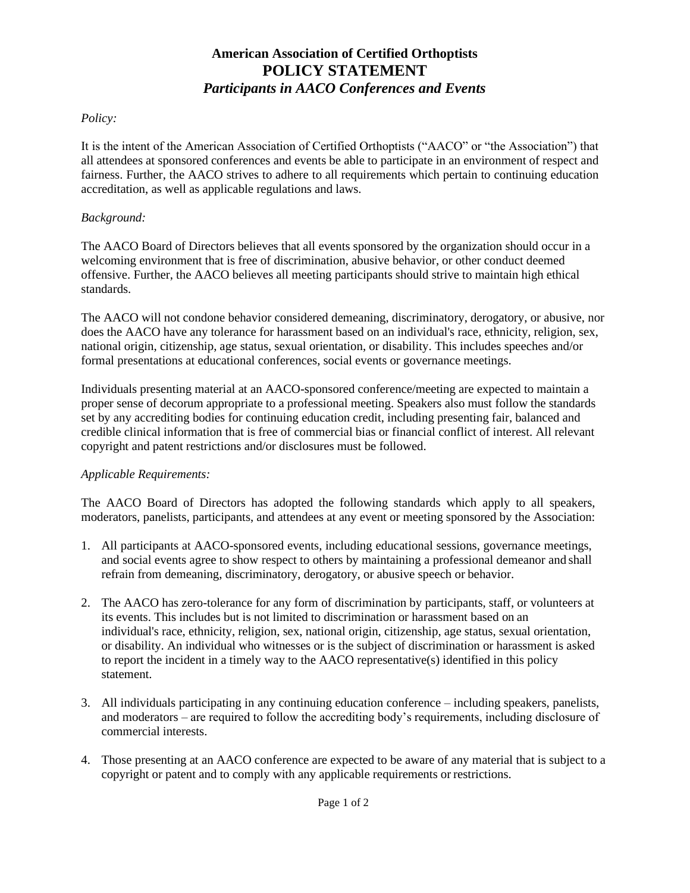# American Association of Certified Orthoptists
## POLICY STATEMENT
### *Participants in AACO Conferences and Events*

*Policy:*

It is the intent of the American Association of Certified Orthoptists ("AACO" or "the Association") that all attendees at sponsored conferences and events be able to participate in an environment of respect and fairness. Further, the AACO strives to adhere to all requirements which pertain to continuing education accreditation, as well as applicable regulations and laws.

*Background:*

The AACO Board of Directors believes that all events sponsored by the organization should occur in a welcoming environment that is free of discrimination, abusive behavior, or other conduct deemed offensive. Further, the AACO believes all meeting participants should strive to maintain high ethical standards.

The AACO will not condone behavior considered demeaning, discriminatory, derogatory, or abusive, nor does the AACO have any tolerance for harassment based on an individual's race, ethnicity, religion, sex, national origin, citizenship, age status, sexual orientation, or disability. This includes speeches and/or formal presentations at educational conferences, social events or governance meetings.

Individuals presenting material at an AACO-sponsored conference/meeting are expected to maintain a proper sense of decorum appropriate to a professional meeting. Speakers also must follow the standards set by any accrediting bodies for continuing education credit, including presenting fair, balanced and credible clinical information that is free of commercial bias or financial conflict of interest. All relevant copyright and patent restrictions and/or disclosures must be followed.

*Applicable Requirements:*

The AACO Board of Directors has adopted the following standards which apply to all speakers, moderators, panelists, participants, and attendees at any event or meeting sponsored by the Association:

1. All participants at AACO-sponsored events, including educational sessions, governance meetings, and social events agree to show respect to others by maintaining a professional demeanor and shall refrain from demeaning, discriminatory, derogatory, or abusive speech or behavior.

2. The AACO has zero-tolerance for any form of discrimination by participants, staff, or volunteers at its events. This includes but is not limited to discrimination or harassment based on an individual's race, ethnicity, religion, sex, national origin, citizenship, age status, sexual orientation, or disability. An individual who witnesses or is the subject of discrimination or harassment is asked to report the incident in a timely way to the AACO representative(s) identified in this policy statement.

3. All individuals participating in any continuing education conference – including speakers, panelists, and moderators – are required to follow the accrediting body's requirements, including disclosure of commercial interests.

4. Those presenting at an AACO conference are expected to be aware of any material that is subject to a copyright or patent and to comply with any applicable requirements or restrictions.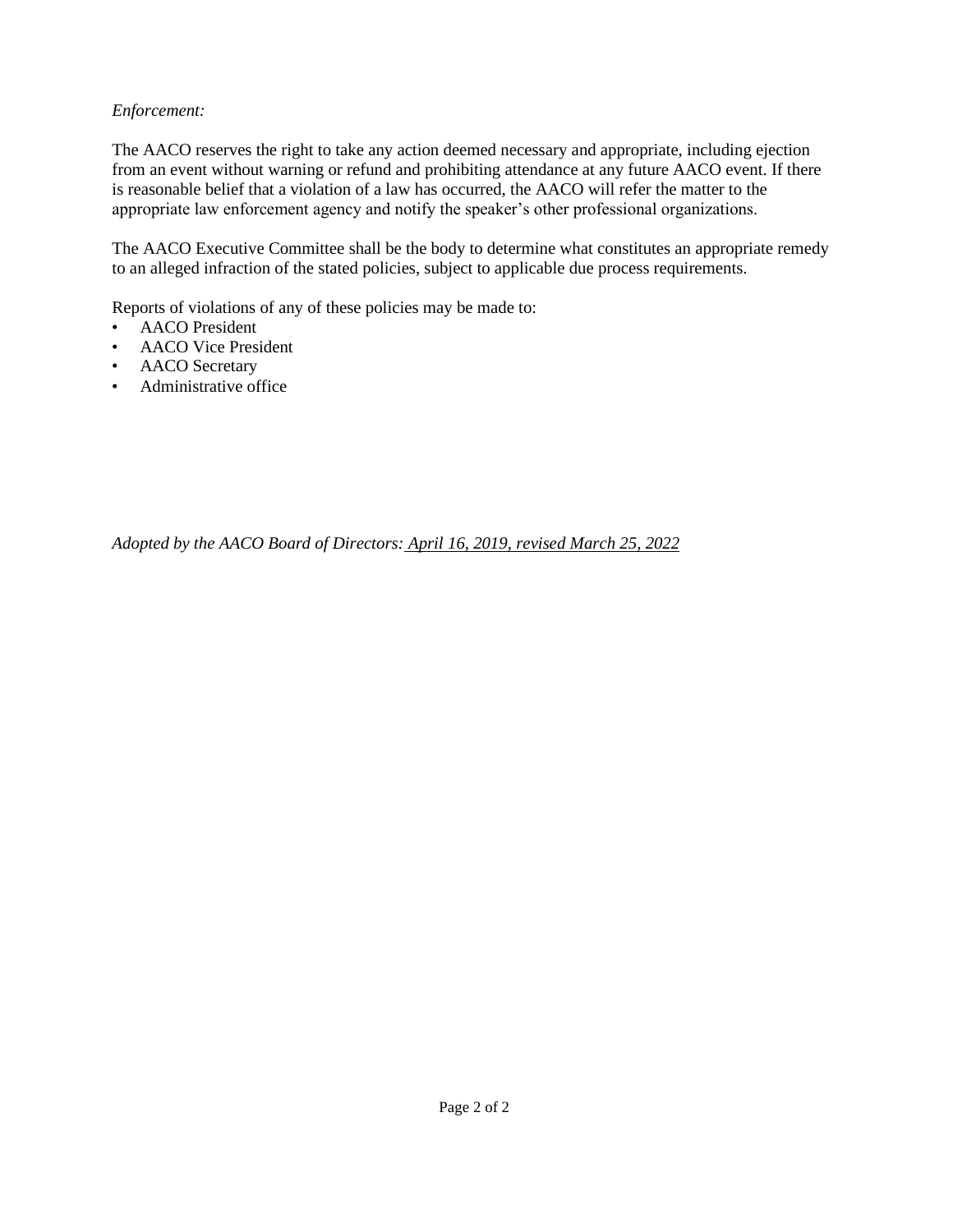*Enforcement:*

The AACO reserves the right to take any action deemed necessary and appropriate, including ejection from an event without warning or refund and prohibiting attendance at any future AACO event. If there is reasonable belief that a violation of a law has occurred, the AACO will refer the matter to the appropriate law enforcement agency and notify the speaker's other professional organizations.

The AACO Executive Committee shall be the body to determine what constitutes an appropriate remedy to an alleged infraction of the stated policies, subject to applicable due process requirements.

Reports of violations of any of these policies may be made to:

- AACO President
- AACO Vice President
- AACO Secretary
- Administrative office

*Adopted by the AACO Board of Directors: April 16, 2019, revised March 25, 2022*